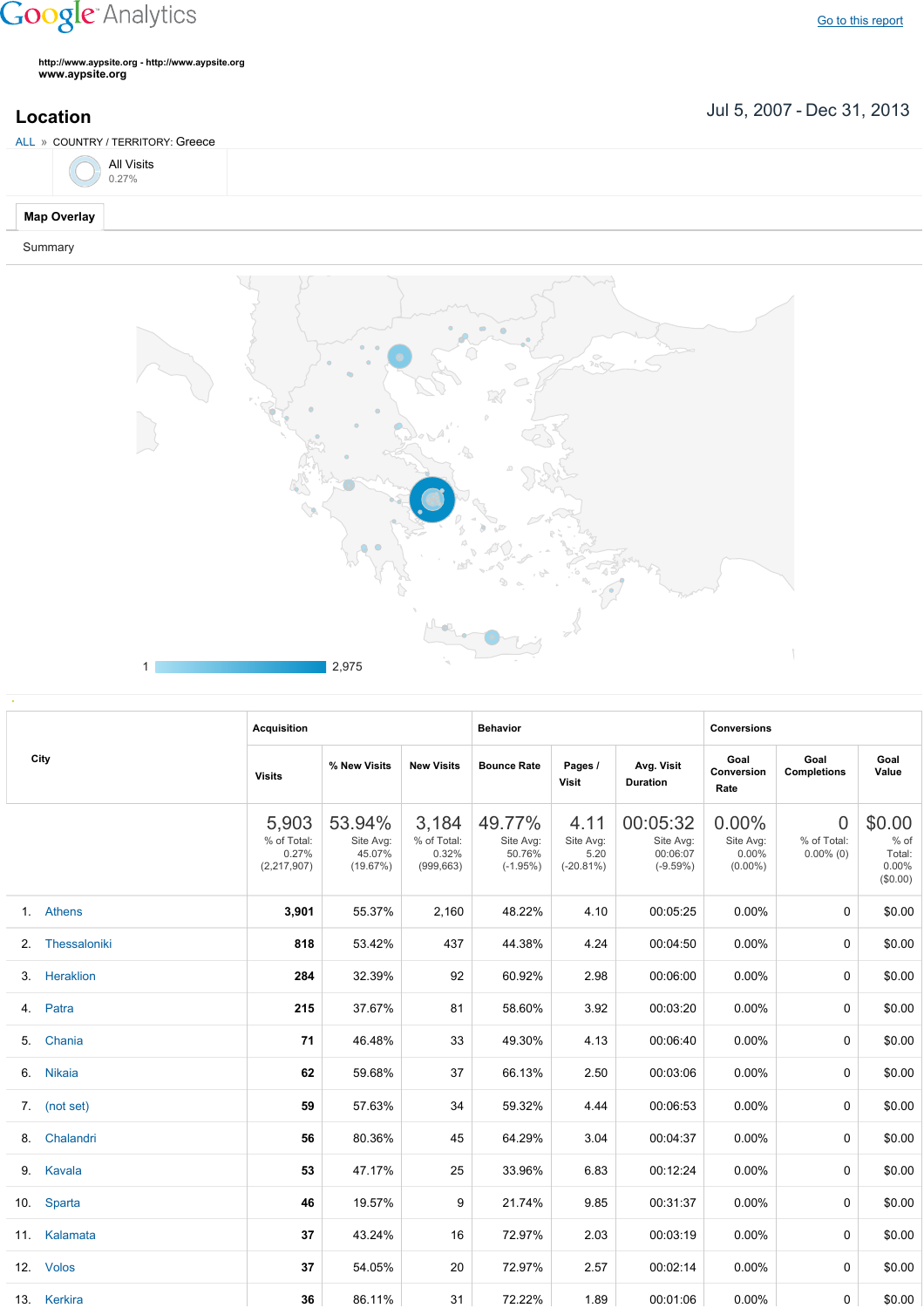Google Analytics

Go to this report

http://www.aypsite.org - http://www.aypsite.org
**www.aypsite.org**

## Location

Jul 5, 2007 - Dec 31, 2013

ALL » COUNTRY / TERRITORY: Greece

All Visits
0.27%

**Map Overlay**

Summary

1 — 2,975

| City | Acquisition | | | Behavior | | | Conversions | | |
|---|---|---|---|---|---|---|---|---|---|
| | Visits | % New Visits | New Visits | Bounce Rate | Pages / Visit | Avg. Visit Duration | Goal Conversion Rate | Goal Completions | Goal Value |
| | 5,903<br>% of Total: 0.27% (2,217,907) | 53.94%<br>Site Avg: 45.07% (19.67%) | 3,184<br>% of Total: 0.32% (999,663) | 49.77%<br>Site Avg: 50.76% (-1.95%) | 4.11<br>Site Avg: 5.20 (-20.81%) | 00:05:32<br>Site Avg: 00:06:07 (-9.59%) | 0.00%<br>Site Avg: 0.00% (0.00%) | 0<br>% of Total: 0.00% (0) | $0.00<br>% of Total: 0.00% ($0.00) |
| 1. Athens | **3,901** | 55.37% | 2,160 | 48.22% | 4.10 | 00:05:25 | 0.00% | 0 | $0.00 |
| 2. Thessaloniki | **818** | 53.42% | 437 | 44.38% | 4.24 | 00:04:50 | 0.00% | 0 | $0.00 |
| 3. Heraklion | **284** | 32.39% | 92 | 60.92% | 2.98 | 00:06:00 | 0.00% | 0 | $0.00 |
| 4. Patra | **215** | 37.67% | 81 | 58.60% | 3.92 | 00:03:20 | 0.00% | 0 | $0.00 |
| 5. Chania | **71** | 46.48% | 33 | 49.30% | 4.13 | 00:06:40 | 0.00% | 0 | $0.00 |
| 6. Nikaia | **62** | 59.68% | 37 | 66.13% | 2.50 | 00:03:06 | 0.00% | 0 | $0.00 |
| 7. (not set) | **59** | 57.63% | 34 | 59.32% | 4.44 | 00:06:53 | 0.00% | 0 | $0.00 |
| 8. Chalandri | **56** | 80.36% | 45 | 64.29% | 3.04 | 00:04:37 | 0.00% | 0 | $0.00 |
| 9. Kavala | **53** | 47.17% | 25 | 33.96% | 6.83 | 00:12:24 | 0.00% | 0 | $0.00 |
| 10. Sparta | **46** | 19.57% | 9 | 21.74% | 9.85 | 00:31:37 | 0.00% | 0 | $0.00 |
| 11. Kalamata | **37** | 43.24% | 16 | 72.97% | 2.03 | 00:03:19 | 0.00% | 0 | $0.00 |
| 12. Volos | **37** | 54.05% | 20 | 72.97% | 2.57 | 00:02:14 | 0.00% | 0 | $0.00 |
| 13. Kerkira | **36** | 86.11% | 31 | 72.22% | 1.89 | 00:01:06 | 0.00% | 0 | $0.00 |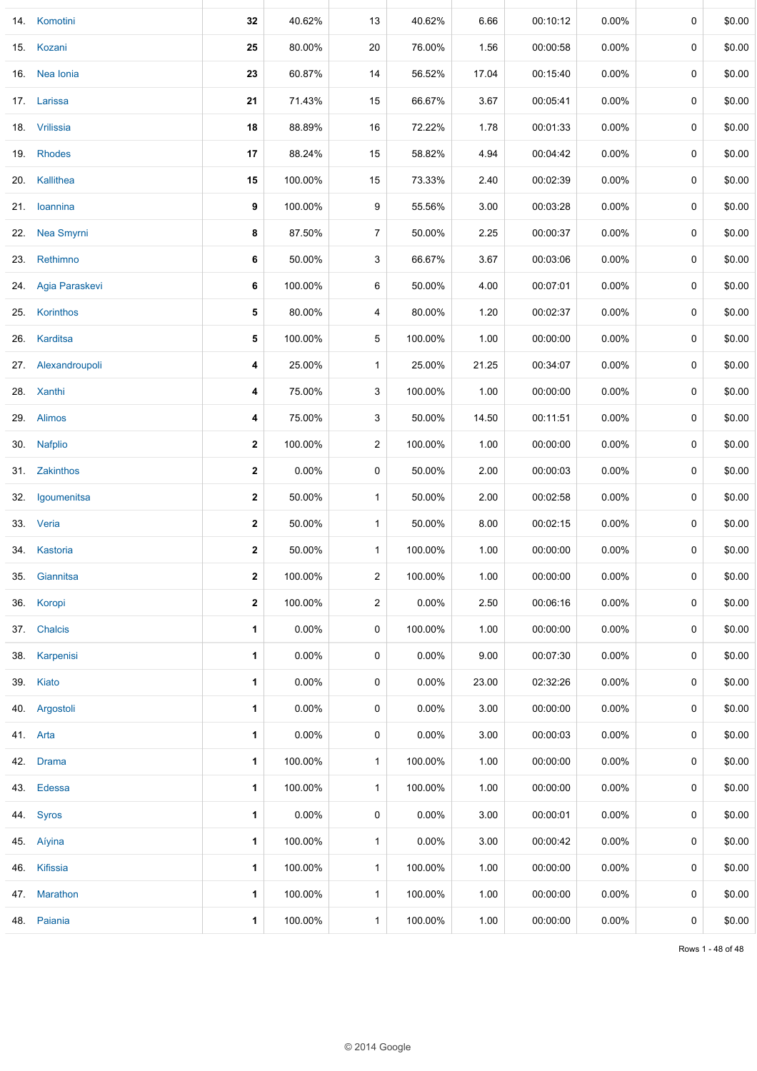| | | | | | | | | | |
|---|---|---|---|---|---|---|---|---|---|
| 14. | Komotini | **32** | 40.62% | 13 | 40.62% | 6.66 | 00:10:12 | 0.00% | 0 | $0.00 |
| 15. | Kozani | **25** | 80.00% | 20 | 76.00% | 1.56 | 00:00:58 | 0.00% | 0 | $0.00 |
| 16. | Nea Ionia | **23** | 60.87% | 14 | 56.52% | 17.04 | 00:15:40 | 0.00% | 0 | $0.00 |
| 17. | Larissa | **21** | 71.43% | 15 | 66.67% | 3.67 | 00:05:41 | 0.00% | 0 | $0.00 |
| 18. | Vrilissia | **18** | 88.89% | 16 | 72.22% | 1.78 | 00:01:33 | 0.00% | 0 | $0.00 |
| 19. | Rhodes | **17** | 88.24% | 15 | 58.82% | 4.94 | 00:04:42 | 0.00% | 0 | $0.00 |
| 20. | Kallithea | **15** | 100.00% | 15 | 73.33% | 2.40 | 00:02:39 | 0.00% | 0 | $0.00 |
| 21. | Ioannina | **9** | 100.00% | 9 | 55.56% | 3.00 | 00:03:28 | 0.00% | 0 | $0.00 |
| 22. | Nea Smyrni | **8** | 87.50% | 7 | 50.00% | 2.25 | 00:00:37 | 0.00% | 0 | $0.00 |
| 23. | Rethimno | **6** | 50.00% | 3 | 66.67% | 3.67 | 00:03:06 | 0.00% | 0 | $0.00 |
| 24. | Agia Paraskevi | **6** | 100.00% | 6 | 50.00% | 4.00 | 00:07:01 | 0.00% | 0 | $0.00 |
| 25. | Korinthos | **5** | 80.00% | 4 | 80.00% | 1.20 | 00:02:37 | 0.00% | 0 | $0.00 |
| 26. | Karditsa | **5** | 100.00% | 5 | 100.00% | 1.00 | 00:00:00 | 0.00% | 0 | $0.00 |
| 27. | Alexandroupoli | **4** | 25.00% | 1 | 25.00% | 21.25 | 00:34:07 | 0.00% | 0 | $0.00 |
| 28. | Xanthi | **4** | 75.00% | 3 | 100.00% | 1.00 | 00:00:00 | 0.00% | 0 | $0.00 |
| 29. | Alimos | **4** | 75.00% | 3 | 50.00% | 14.50 | 00:11:51 | 0.00% | 0 | $0.00 |
| 30. | Nafplio | **2** | 100.00% | 2 | 100.00% | 1.00 | 00:00:00 | 0.00% | 0 | $0.00 |
| 31. | Zakinthos | **2** | 0.00% | 0 | 50.00% | 2.00 | 00:00:03 | 0.00% | 0 | $0.00 |
| 32. | Igoumenitsa | **2** | 50.00% | 1 | 50.00% | 2.00 | 00:02:58 | 0.00% | 0 | $0.00 |
| 33. | Veria | **2** | 50.00% | 1 | 50.00% | 8.00 | 00:02:15 | 0.00% | 0 | $0.00 |
| 34. | Kastoria | **2** | 50.00% | 1 | 100.00% | 1.00 | 00:00:00 | 0.00% | 0 | $0.00 |
| 35. | Giannitsa | **2** | 100.00% | 2 | 100.00% | 1.00 | 00:00:00 | 0.00% | 0 | $0.00 |
| 36. | Koropi | **2** | 100.00% | 2 | 0.00% | 2.50 | 00:06:16 | 0.00% | 0 | $0.00 |
| 37. | Chalcis | **1** | 0.00% | 0 | 100.00% | 1.00 | 00:00:00 | 0.00% | 0 | $0.00 |
| 38. | Karpenisi | **1** | 0.00% | 0 | 0.00% | 9.00 | 00:07:30 | 0.00% | 0 | $0.00 |
| 39. | Kiato | **1** | 0.00% | 0 | 0.00% | 23.00 | 02:32:26 | 0.00% | 0 | $0.00 |
| 40. | Argostoli | **1** | 0.00% | 0 | 0.00% | 3.00 | 00:00:00 | 0.00% | 0 | $0.00 |
| 41. | Arta | **1** | 0.00% | 0 | 0.00% | 3.00 | 00:00:03 | 0.00% | 0 | $0.00 |
| 42. | Drama | **1** | 100.00% | 1 | 100.00% | 1.00 | 00:00:00 | 0.00% | 0 | $0.00 |
| 43. | Edessa | **1** | 100.00% | 1 | 100.00% | 1.00 | 00:00:00 | 0.00% | 0 | $0.00 |
| 44. | Syros | **1** | 0.00% | 0 | 0.00% | 3.00 | 00:00:01 | 0.00% | 0 | $0.00 |
| 45. | Aiyina | **1** | 100.00% | 1 | 0.00% | 3.00 | 00:00:42 | 0.00% | 0 | $0.00 |
| 46. | Kifissia | **1** | 100.00% | 1 | 100.00% | 1.00 | 00:00:00 | 0.00% | 0 | $0.00 |
| 47. | Marathon | **1** | 100.00% | 1 | 100.00% | 1.00 | 00:00:00 | 0.00% | 0 | $0.00 |
| 48. | Paiania | **1** | 100.00% | 1 | 100.00% | 1.00 | 00:00:00 | 0.00% | 0 | $0.00 |

Rows 1 - 48 of 48

© 2014 Google